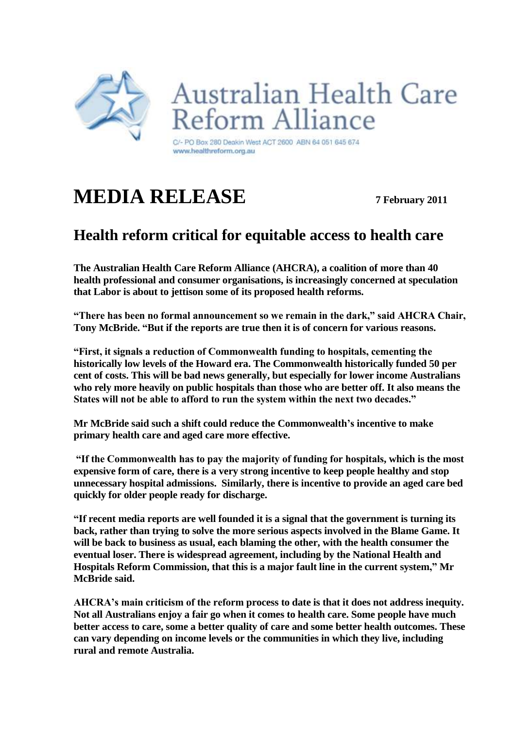# Australian Health Care Reform Alliance

C/- PO Box 280 Deakin West ACT 2600 ABN 64 051 645 674
www.healthreform.org.au

# MEDIA RELEASE

**7 February 2011**

## Health reform critical for equitable access to health care

**The Australian Health Care Reform Alliance (AHCRA), a coalition of more than 40 health professional and consumer organisations, is increasingly concerned at speculation that Labor is about to jettison some of its proposed health reforms.**

**"There has been no formal announcement so we remain in the dark," said AHCRA Chair, Tony McBride. "But if the reports are true then it is of concern for various reasons.**

**"First, it signals a reduction of Commonwealth funding to hospitals, cementing the historically low levels of the Howard era. The Commonwealth historically funded 50 per cent of costs. This will be bad news generally, but especially for lower income Australians who rely more heavily on public hospitals than those who are better off. It also means the States will not be able to afford to run the system within the next two decades."**

**Mr McBride said such a shift could reduce the Commonwealth's incentive to make primary health care and aged care more effective.**

**"If the Commonwealth has to pay the majority of funding for hospitals, which is the most expensive form of care, there is a very strong incentive to keep people healthy and stop unnecessary hospital admissions. Similarly, there is incentive to provide an aged care bed quickly for older people ready for discharge.**

**"If recent media reports are well founded it is a signal that the government is turning its back, rather than trying to solve the more serious aspects involved in the Blame Game. It will be back to business as usual, each blaming the other, with the health consumer the eventual loser. There is widespread agreement, including by the National Health and Hospitals Reform Commission, that this is a major fault line in the current system," Mr McBride said.**

**AHCRA's main criticism of the reform process to date is that it does not address inequity. Not all Australians enjoy a fair go when it comes to health care. Some people have much better access to care, some a better quality of care and some better health outcomes. These can vary depending on income levels or the communities in which they live, including rural and remote Australia.**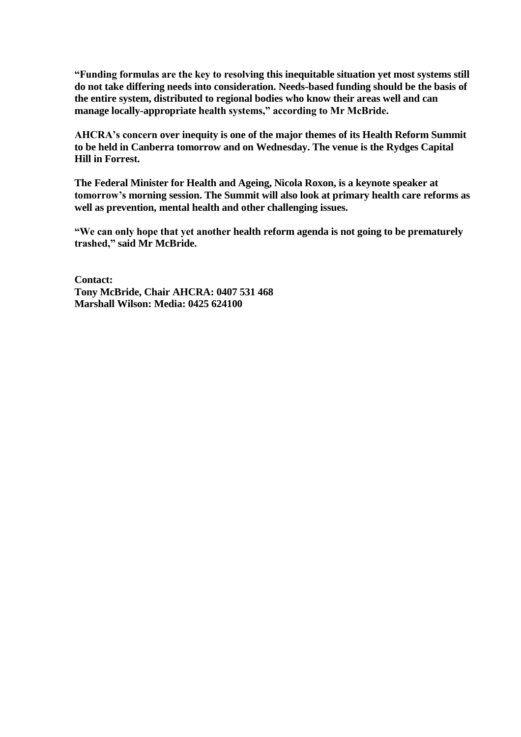**"Funding formulas are the key to resolving this inequitable situation yet most systems still do not take differing needs into consideration. Needs-based funding should be the basis of the entire system, distributed to regional bodies who know their areas well and can manage locally-appropriate health systems," according to Mr McBride.**

**AHCRA's concern over inequity is one of the major themes of its Health Reform Summit to be held in Canberra tomorrow and on Wednesday. The venue is the Rydges Capital Hill in Forrest.**

**The Federal Minister for Health and Ageing, Nicola Roxon, is a keynote speaker at tomorrow's morning session. The Summit will also look at primary health care reforms as well as prevention, mental health and other challenging issues.**

**"We can only hope that yet another health reform agenda is not going to be prematurely trashed," said Mr McBride.**

**Contact:**
**Tony McBride, Chair AHCRA: 0407 531 468**
**Marshall Wilson: Media: 0425 624100**